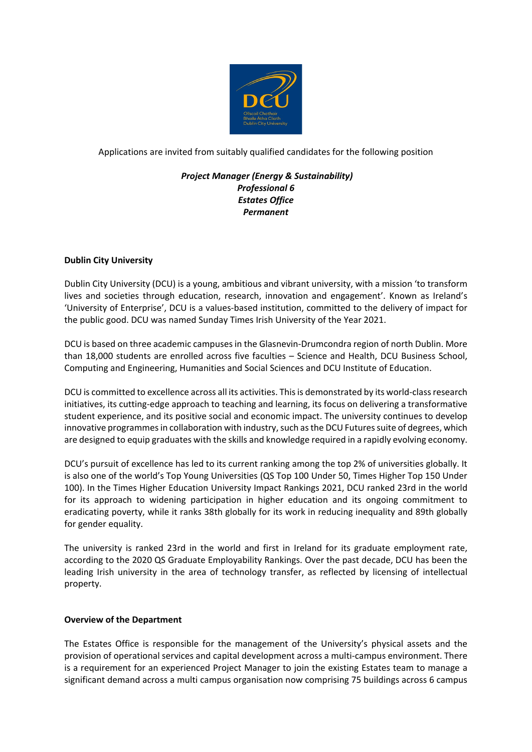Applications are invited from suitably qualified candidates for the following position

***Project Manager (Energy & Sustainability)***
***Professional 6***
***Estates Office***
***Permanent***

**Dublin City University**

Dublin City University (DCU) is a young, ambitious and vibrant university, with a mission 'to transform lives and societies through education, research, innovation and engagement'. Known as Ireland's 'University of Enterprise', DCU is a values-based institution, committed to the delivery of impact for the public good. DCU was named Sunday Times Irish University of the Year 2021.

DCU is based on three academic campuses in the Glasnevin-Drumcondra region of north Dublin. More than 18,000 students are enrolled across five faculties – Science and Health, DCU Business School, Computing and Engineering, Humanities and Social Sciences and DCU Institute of Education.

DCU is committed to excellence across all its activities. This is demonstrated by its world-class research initiatives, its cutting-edge approach to teaching and learning, its focus on delivering a transformative student experience, and its positive social and economic impact. The university continues to develop innovative programmes in collaboration with industry, such as the DCU Futures suite of degrees, which are designed to equip graduates with the skills and knowledge required in a rapidly evolving economy.

DCU's pursuit of excellence has led to its current ranking among the top 2% of universities globally. It is also one of the world's Top Young Universities (QS Top 100 Under 50, Times Higher Top 150 Under 100). In the Times Higher Education University Impact Rankings 2021, DCU ranked 23rd in the world for its approach to widening participation in higher education and its ongoing commitment to eradicating poverty, while it ranks 38th globally for its work in reducing inequality and 89th globally for gender equality.

The university is ranked 23rd in the world and first in Ireland for its graduate employment rate, according to the 2020 QS Graduate Employability Rankings. Over the past decade, DCU has been the leading Irish university in the area of technology transfer, as reflected by licensing of intellectual property.

**Overview of the Department**

The Estates Office is responsible for the management of the University's physical assets and the provision of operational services and capital development across a multi-campus environment. There is a requirement for an experienced Project Manager to join the existing Estates team to manage a significant demand across a multi campus organisation now comprising 75 buildings across 6 campus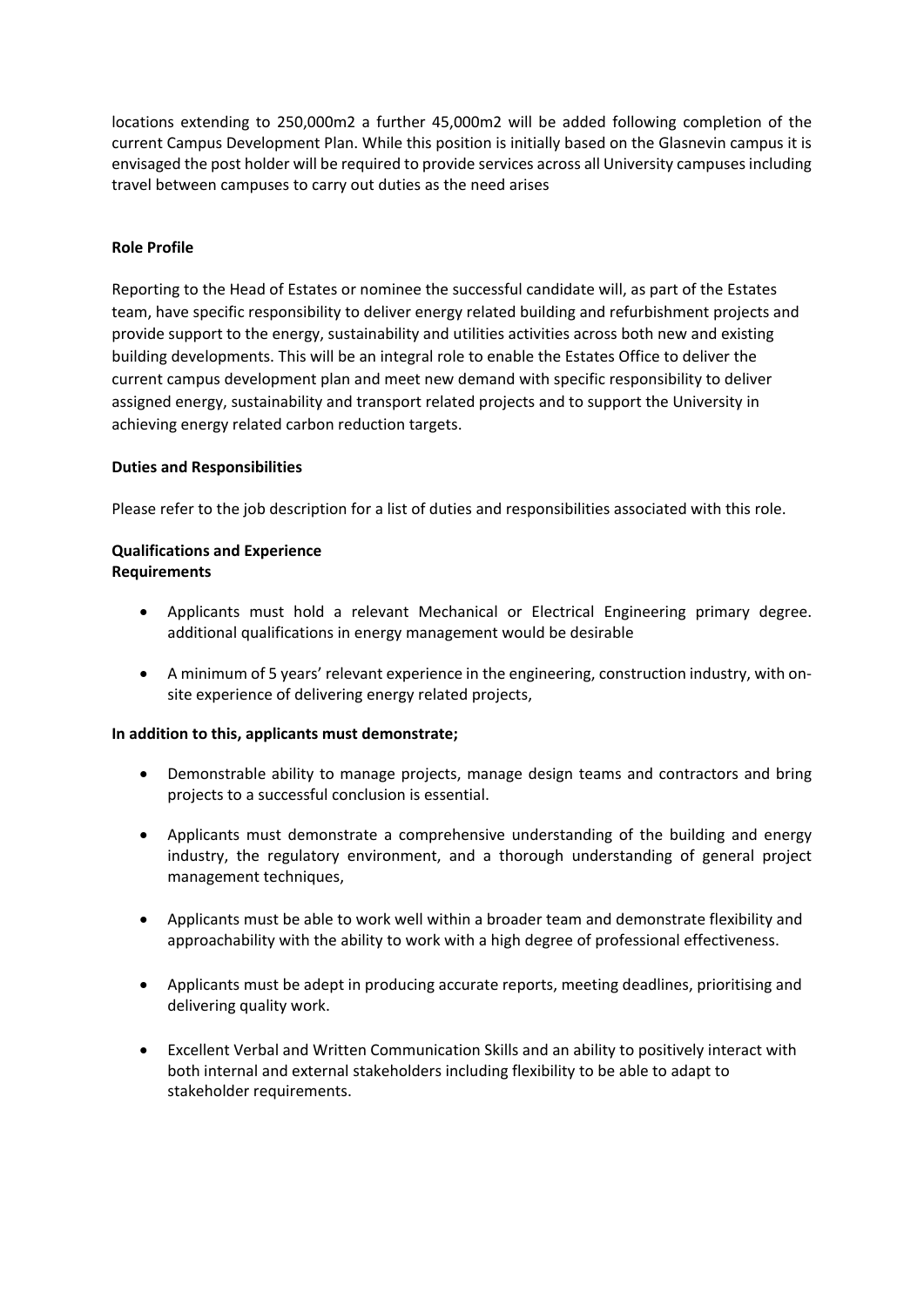locations extending to 250,000m2 a further 45,000m2 will be added following completion of the current Campus Development Plan. While this position is initially based on the Glasnevin campus it is envisaged the post holder will be required to provide services across all University campuses including travel between campuses to carry out duties as the need arises

**Role Profile**

Reporting to the Head of Estates or nominee the successful candidate will, as part of the Estates team, have specific responsibility to deliver energy related building and refurbishment projects and provide support to the energy, sustainability and utilities activities across both new and existing building developments. This will be an integral role to enable the Estates Office to deliver the current campus development plan and meet new demand with specific responsibility to deliver assigned energy, sustainability and transport related projects and to support the University in achieving energy related carbon reduction targets.

**Duties and Responsibilities**

Please refer to the job description for a list of duties and responsibilities associated with this role.

**Qualifications and Experience**
**Requirements**

- Applicants must hold a relevant Mechanical or Electrical Engineering primary degree. additional qualifications in energy management would be desirable
- A minimum of 5 years' relevant experience in the engineering, construction industry, with on-site experience of delivering energy related projects,

**In addition to this, applicants must demonstrate;**

- Demonstrable ability to manage projects, manage design teams and contractors and bring projects to a successful conclusion is essential.
- Applicants must demonstrate a comprehensive understanding of the building and energy industry, the regulatory environment, and a thorough understanding of general project management techniques,
- Applicants must be able to work well within a broader team and demonstrate flexibility and approachability with the ability to work with a high degree of professional effectiveness.
- Applicants must be adept in producing accurate reports, meeting deadlines, prioritising and delivering quality work.
- Excellent Verbal and Written Communication Skills and an ability to positively interact with both internal and external stakeholders including flexibility to be able to adapt to stakeholder requirements.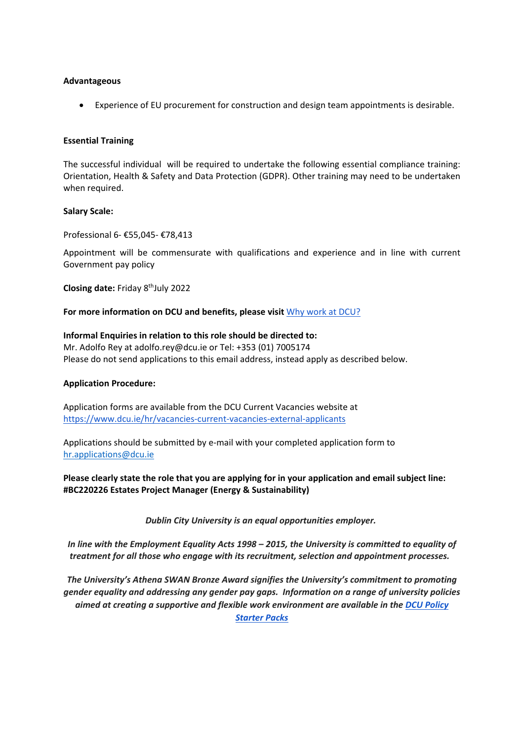**Advantageous**

- Experience of EU procurement for construction and design team appointments is desirable.

**Essential Training**

The successful individual will be required to undertake the following essential compliance training: Orientation, Health & Safety and Data Protection (GDPR). Other training may need to be undertaken when required.

**Salary Scale:**

Professional 6- €55,045- €78,413

Appointment will be commensurate with qualifications and experience and in line with current Government pay policy

**Closing date:** Friday 8th July 2022

**For more information on DCU and benefits, please visit** [Why work at DCU?]

**Informal Enquiries in relation to this role should be directed to:**
Mr. Adolfo Rey at adolfo.rey@dcu.ie or Tel: +353 (01) 7005174
Please do not send applications to this email address, instead apply as described below.

**Application Procedure:**

Application forms are available from the DCU Current Vacancies website at
https://www.dcu.ie/hr/vacancies-current-vacancies-external-applicants

Applications should be submitted by e-mail with your completed application form to
hr.applications@dcu.ie

**Please clearly state the role that you are applying for in your application and email subject line: #BC220226 Estates Project Manager (Energy & Sustainability)**

***Dublin City University is an equal opportunities employer.***

***In line with the Employment Equality Acts 1998 – 2015, the University is committed to equality of treatment for all those who engage with its recruitment, selection and appointment processes.***

***The University's Athena SWAN Bronze Award signifies the University's commitment to promoting gender equality and addressing any gender pay gaps. Information on a range of university policies aimed at creating a supportive and flexible work environment are available in the DCU Policy Starter Packs***